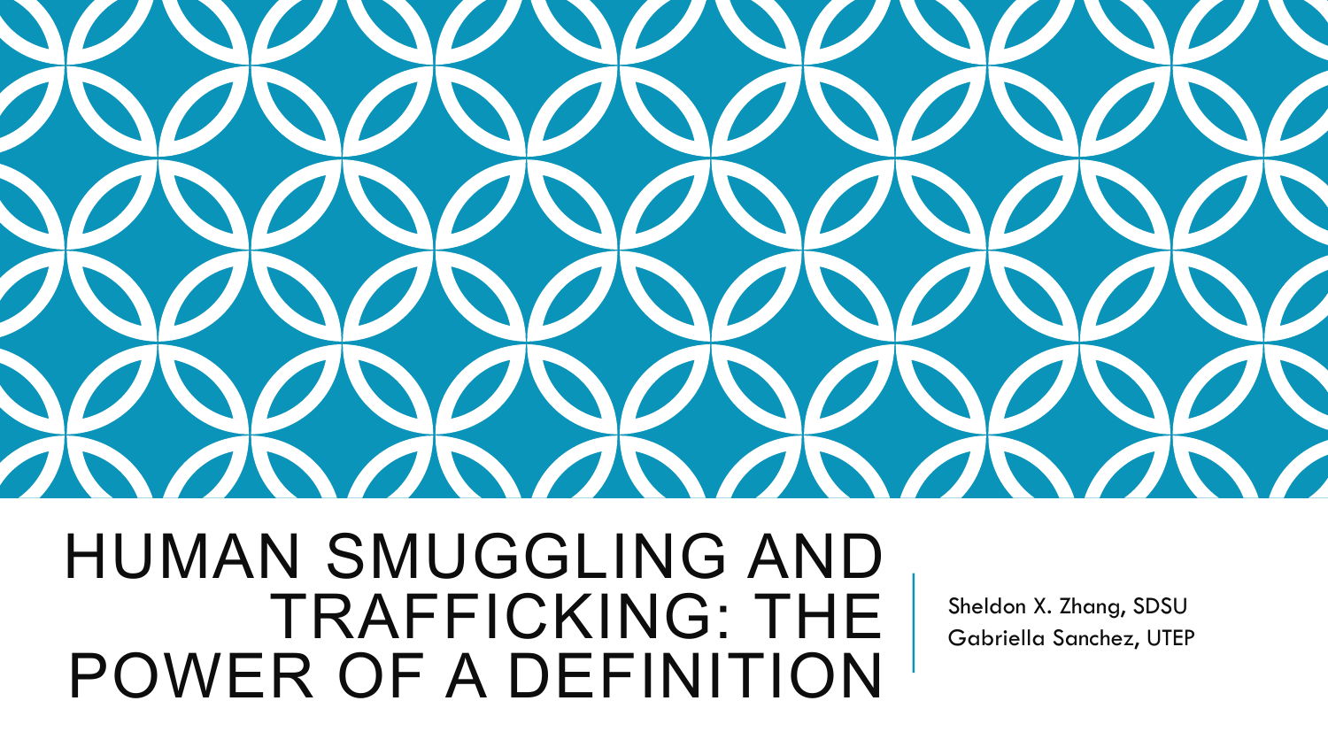# HUMAN SMUGGLING AND TRAFFICKING: THE POWER OF A DEFINITION

Sheldon X. Zhang, SDSU
Gabriella Sanchez, UTEP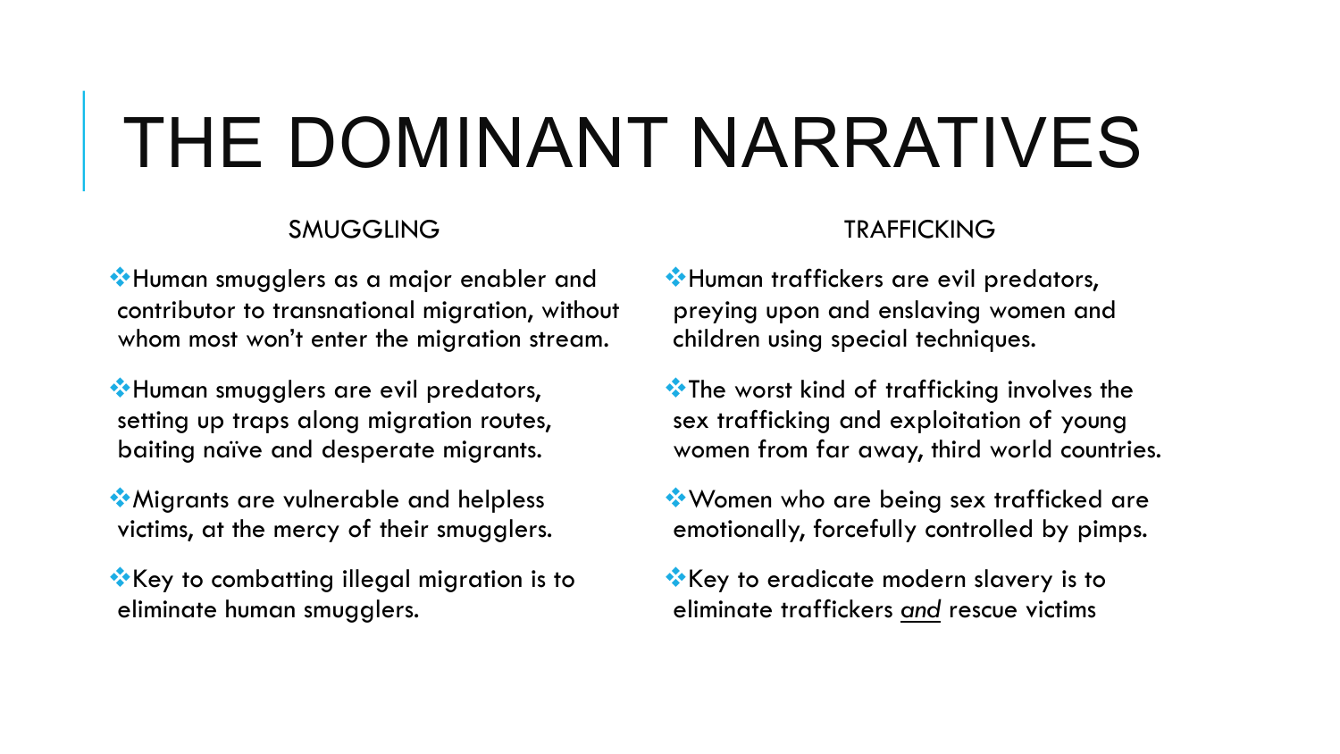# THE DOMINANT NARRATIVES

## SMUGGLING

- Human smugglers as a major enabler and contributor to transnational migration, without whom most won't enter the migration stream.
- Human smugglers are evil predators, setting up traps along migration routes, baiting naïve and desperate migrants.
- Migrants are vulnerable and helpless victims, at the mercy of their smugglers.
- Key to combatting illegal migration is to eliminate human smugglers.

## TRAFFICKING

- Human traffickers are evil predators, preying upon and enslaving women and children using special techniques.
- The worst kind of trafficking involves the sex trafficking and exploitation of young women from far away, third world countries.
- Women who are being sex trafficked are emotionally, forcefully controlled by pimps.
- Key to eradicate modern slavery is to eliminate traffickers *and* rescue victims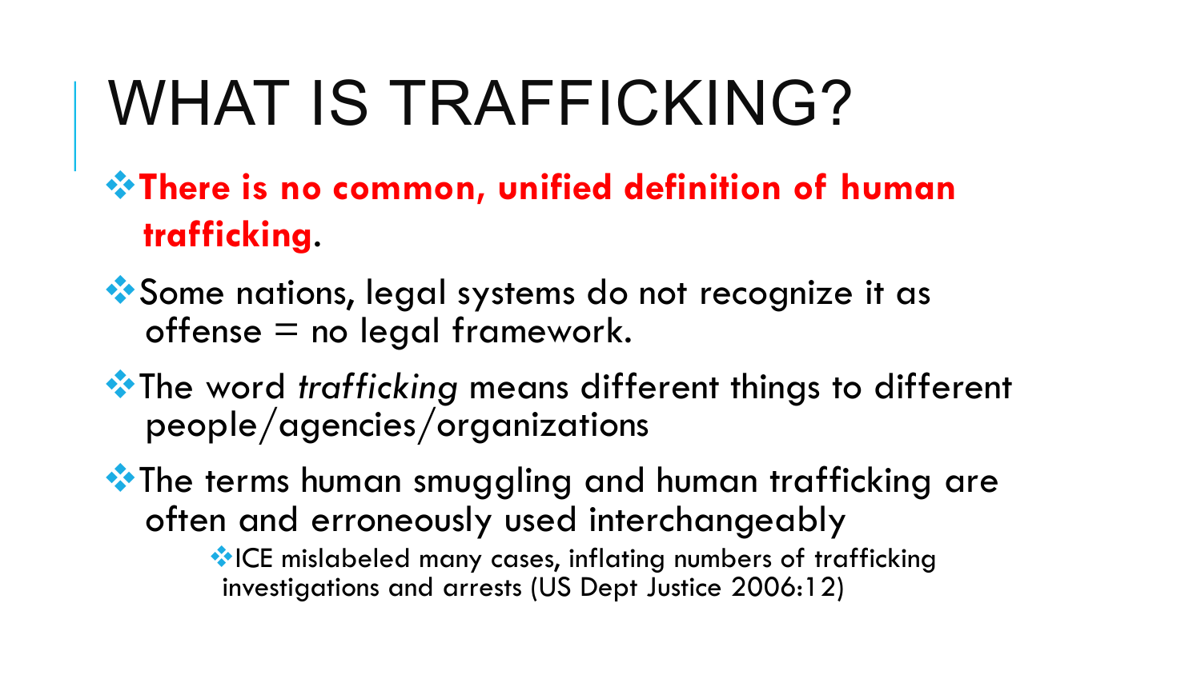# WHAT IS TRAFFICKING?

- **There is no common, unified definition of human trafficking**.
- Some nations, legal systems do not recognize it as offense = no legal framework.
- The word *trafficking* means different things to different people/agencies/organizations
- The terms human smuggling and human trafficking are often and erroneously used interchangeably
  - ICE mislabeled many cases, inflating numbers of trafficking investigations and arrests (US Dept Justice 2006:12)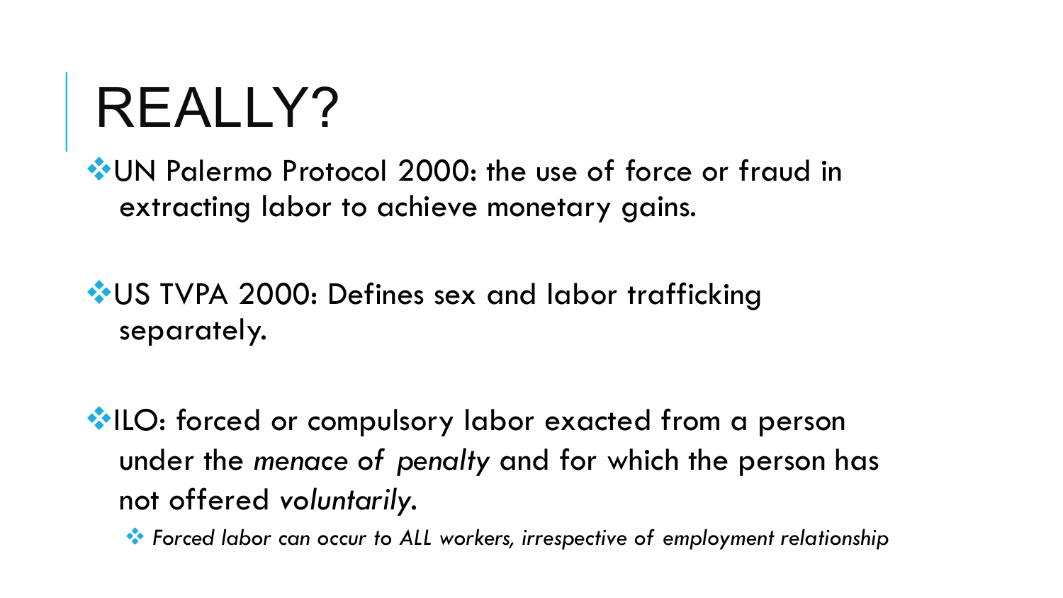# REALLY?

- UN Palermo Protocol 2000: the use of force or fraud in extracting labor to achieve monetary gains.

- US TVPA 2000: Defines sex and labor trafficking separately.

- ILO: forced or compulsory labor exacted from a person under the *menace of penalty* and for which the person has not offered *voluntarily*.
  - *Forced labor can occur to ALL workers, irrespective of employment relationship*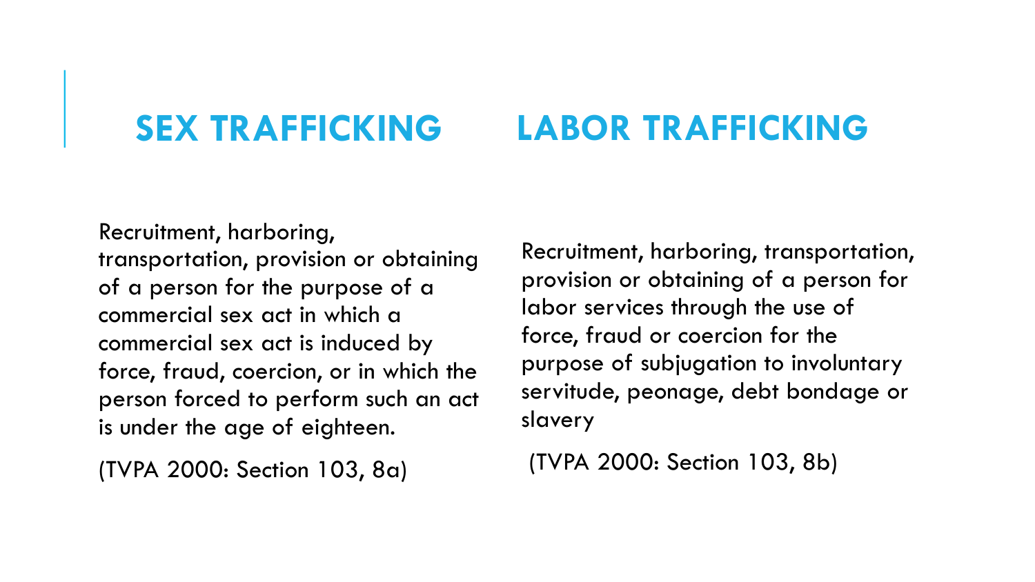## SEX TRAFFICKING

Recruitment, harboring, transportation, provision or obtaining of a person for the purpose of a commercial sex act in which a commercial sex act is induced by force, fraud, coercion, or in which the person forced to perform such an act is under the age of eighteen.

(TVPA 2000: Section 103, 8a)

## LABOR TRAFFICKING

Recruitment, harboring, transportation, provision or obtaining of a person for labor services through the use of force, fraud or coercion for the purpose of subjugation to involuntary servitude, peonage, debt bondage or slavery

(TVPA 2000: Section 103, 8b)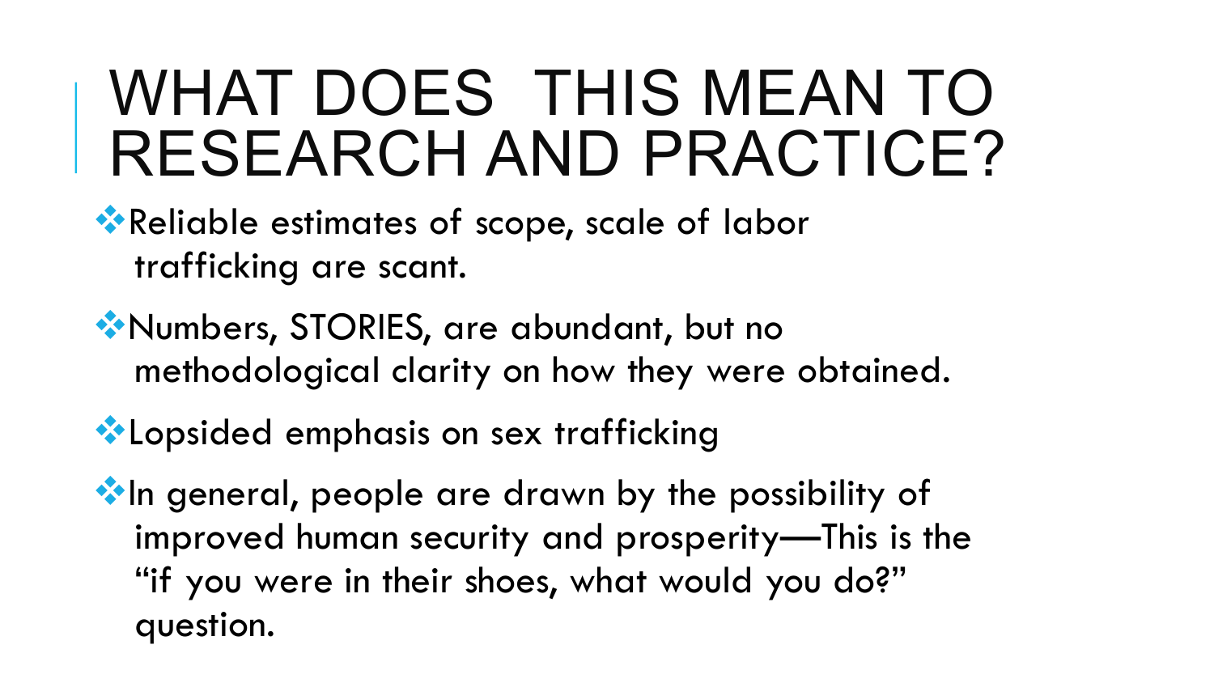# WHAT DOES THIS MEAN TO RESEARCH AND PRACTICE?

- Reliable estimates of scope, scale of labor trafficking are scant.
- Numbers, STORIES, are abundant, but no methodological clarity on how they were obtained.
- Lopsided emphasis on sex trafficking
- In general, people are drawn by the possibility of improved human security and prosperity—This is the "if you were in their shoes, what would you do?" question.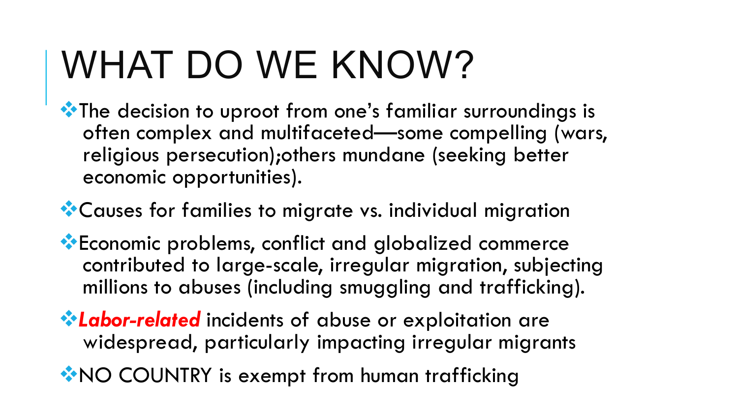# WHAT DO WE KNOW?

- The decision to uproot from one's familiar surroundings is often complex and multifaceted—some compelling (wars, religious persecution);others mundane (seeking better economic opportunities).
- Causes for families to migrate vs. individual migration
- Economic problems, conflict and globalized commerce contributed to large-scale, irregular migration, subjecting millions to abuses (including smuggling and trafficking).
- ***Labor-related*** incidents of abuse or exploitation are widespread, particularly impacting irregular migrants
- NO COUNTRY is exempt from human trafficking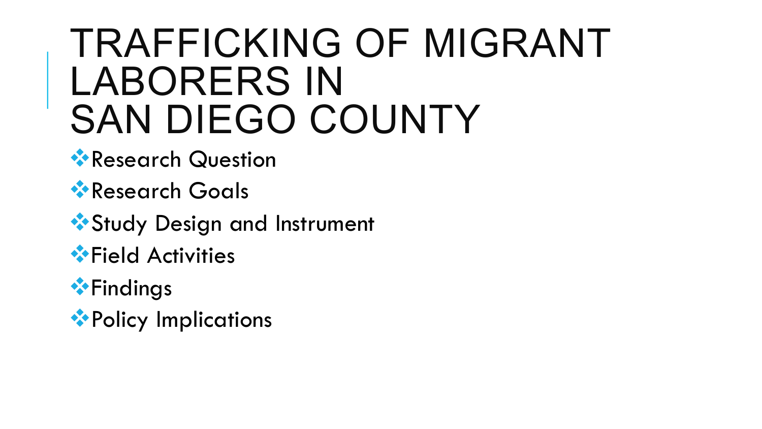# TRAFFICKING OF MIGRANT LABORERS IN SAN DIEGO COUNTY

- Research Question
- Research Goals
- Study Design and Instrument
- Field Activities
- Findings
- Policy Implications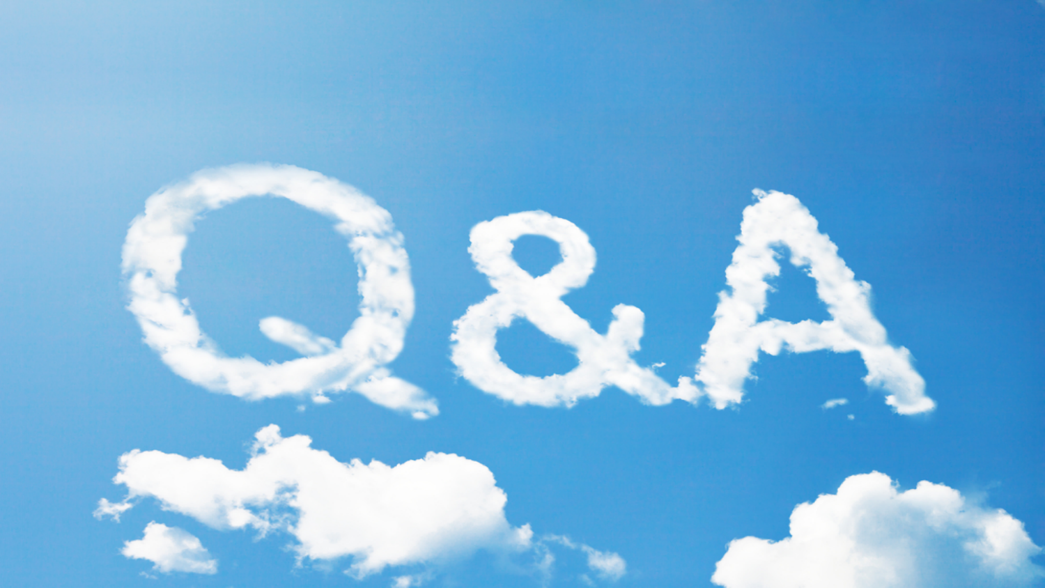# Q&A